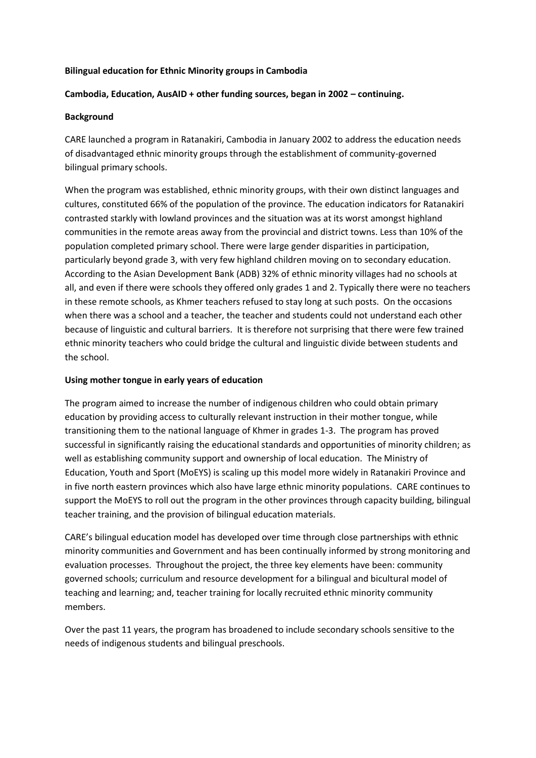**Bilingual education for Ethnic Minority groups in Cambodia**

**Cambodia, Education, AusAID + other funding sources, began in 2002 – continuing.**

**Background**

CARE launched a program in Ratanakiri, Cambodia in January 2002 to address the education needs of disadvantaged ethnic minority groups through the establishment of community-governed bilingual primary schools.

When the program was established, ethnic minority groups, with their own distinct languages and cultures, constituted 66% of the population of the province. The education indicators for Ratanakiri contrasted starkly with lowland provinces and the situation was at its worst amongst highland communities in the remote areas away from the provincial and district towns. Less than 10% of the population completed primary school. There were large gender disparities in participation, particularly beyond grade 3, with very few highland children moving on to secondary education. According to the Asian Development Bank (ADB) 32% of ethnic minority villages had no schools at all, and even if there were schools they offered only grades 1 and 2. Typically there were no teachers in these remote schools, as Khmer teachers refused to stay long at such posts. On the occasions when there was a school and a teacher, the teacher and students could not understand each other because of linguistic and cultural barriers. It is therefore not surprising that there were few trained ethnic minority teachers who could bridge the cultural and linguistic divide between students and the school.

**Using mother tongue in early years of education**

The program aimed to increase the number of indigenous children who could obtain primary education by providing access to culturally relevant instruction in their mother tongue, while transitioning them to the national language of Khmer in grades 1-3. The program has proved successful in significantly raising the educational standards and opportunities of minority children; as well as establishing community support and ownership of local education. The Ministry of Education, Youth and Sport (MoEYS) is scaling up this model more widely in Ratanakiri Province and in five north eastern provinces which also have large ethnic minority populations. CARE continues to support the MoEYS to roll out the program in the other provinces through capacity building, bilingual teacher training, and the provision of bilingual education materials.

CARE's bilingual education model has developed over time through close partnerships with ethnic minority communities and Government and has been continually informed by strong monitoring and evaluation processes. Throughout the project, the three key elements have been: community governed schools; curriculum and resource development for a bilingual and bicultural model of teaching and learning; and, teacher training for locally recruited ethnic minority community members.

Over the past 11 years, the program has broadened to include secondary schools sensitive to the needs of indigenous students and bilingual preschools.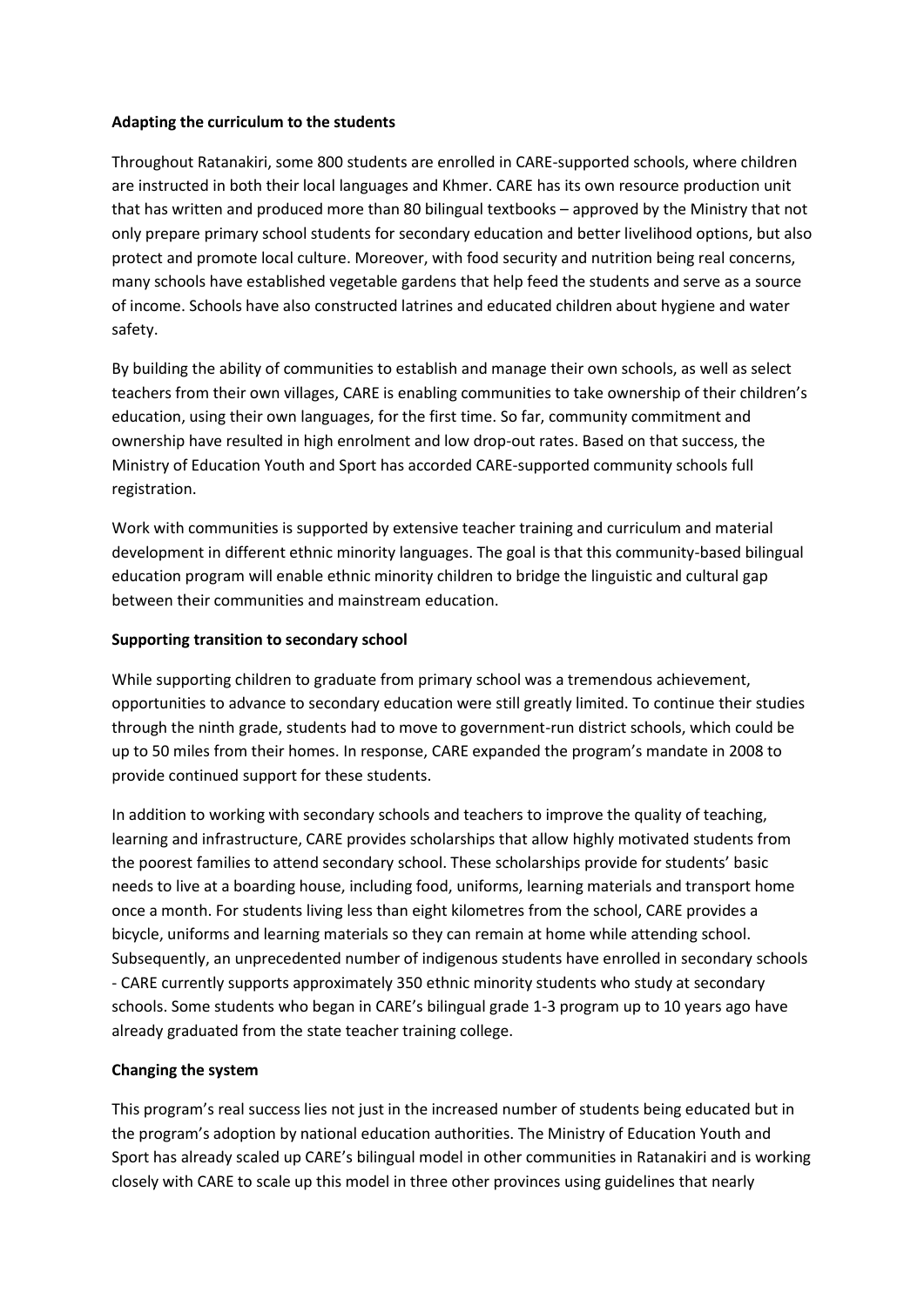**Adapting the curriculum to the students**

Throughout Ratanakiri, some 800 students are enrolled in CARE-supported schools, where children are instructed in both their local languages and Khmer. CARE has its own resource production unit that has written and produced more than 80 bilingual textbooks – approved by the Ministry that not only prepare primary school students for secondary education and better livelihood options, but also protect and promote local culture. Moreover, with food security and nutrition being real concerns, many schools have established vegetable gardens that help feed the students and serve as a source of income. Schools have also constructed latrines and educated children about hygiene and water safety.

By building the ability of communities to establish and manage their own schools, as well as select teachers from their own villages, CARE is enabling communities to take ownership of their children's education, using their own languages, for the first time. So far, community commitment and ownership have resulted in high enrolment and low drop-out rates. Based on that success, the Ministry of Education Youth and Sport has accorded CARE-supported community schools full registration.

Work with communities is supported by extensive teacher training and curriculum and material development in different ethnic minority languages. The goal is that this community-based bilingual education program will enable ethnic minority children to bridge the linguistic and cultural gap between their communities and mainstream education.

**Supporting transition to secondary school**

While supporting children to graduate from primary school was a tremendous achievement, opportunities to advance to secondary education were still greatly limited. To continue their studies through the ninth grade, students had to move to government-run district schools, which could be up to 50 miles from their homes. In response, CARE expanded the program's mandate in 2008 to provide continued support for these students.

In addition to working with secondary schools and teachers to improve the quality of teaching, learning and infrastructure, CARE provides scholarships that allow highly motivated students from the poorest families to attend secondary school. These scholarships provide for students' basic needs to live at a boarding house, including food, uniforms, learning materials and transport home once a month. For students living less than eight kilometres from the school, CARE provides a bicycle, uniforms and learning materials so they can remain at home while attending school. Subsequently, an unprecedented number of indigenous students have enrolled in secondary schools - CARE currently supports approximately 350 ethnic minority students who study at secondary schools. Some students who began in CARE's bilingual grade 1-3 program up to 10 years ago have already graduated from the state teacher training college.

**Changing the system**

This program's real success lies not just in the increased number of students being educated but in the program's adoption by national education authorities. The Ministry of Education Youth and Sport has already scaled up CARE's bilingual model in other communities in Ratanakiri and is working closely with CARE to scale up this model in three other provinces using guidelines that nearly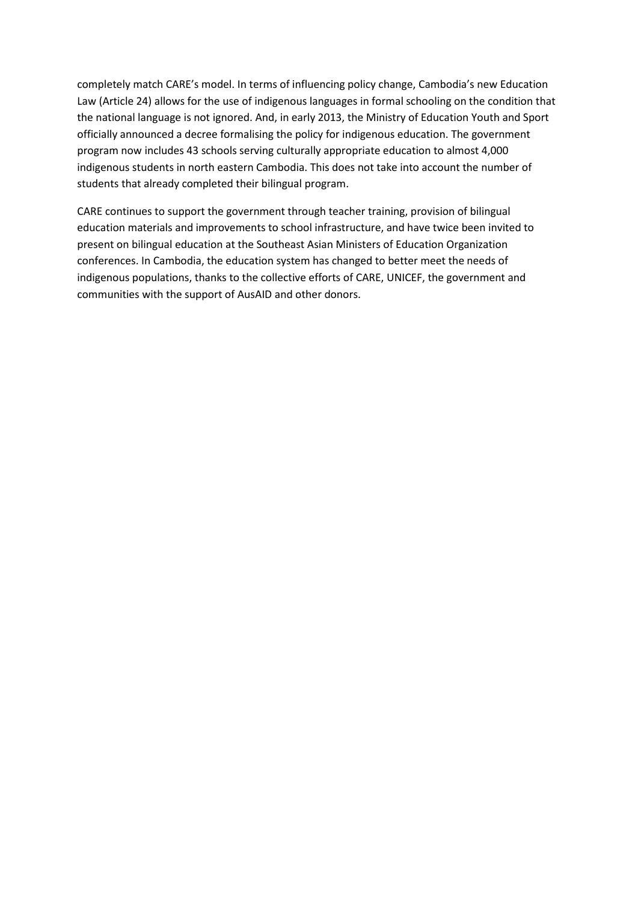completely match CARE's model. In terms of influencing policy change, Cambodia's new Education Law (Article 24) allows for the use of indigenous languages in formal schooling on the condition that the national language is not ignored. And, in early 2013, the Ministry of Education Youth and Sport officially announced a decree formalising the policy for indigenous education. The government program now includes 43 schools serving culturally appropriate education to almost 4,000 indigenous students in north eastern Cambodia. This does not take into account the number of students that already completed their bilingual program.

CARE continues to support the government through teacher training, provision of bilingual education materials and improvements to school infrastructure, and have twice been invited to present on bilingual education at the Southeast Asian Ministers of Education Organization conferences. In Cambodia, the education system has changed to better meet the needs of indigenous populations, thanks to the collective efforts of CARE, UNICEF, the government and communities with the support of AusAID and other donors.